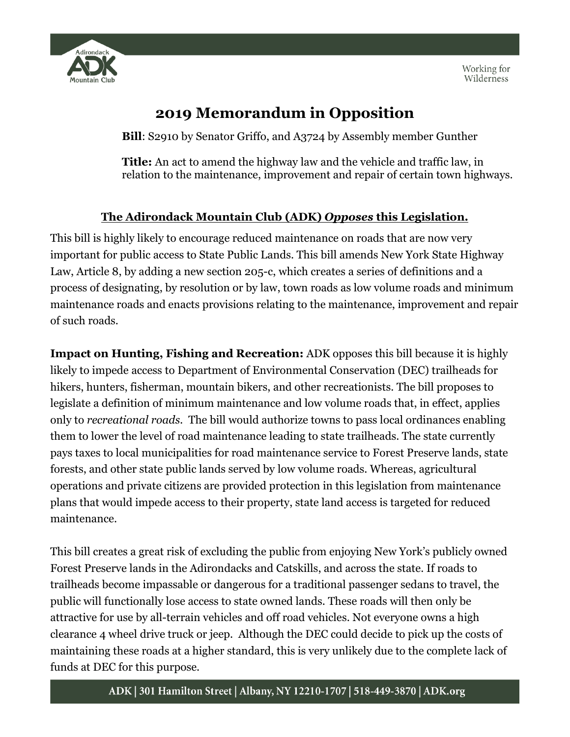# 2019 Memorandum in Opposition

**Bill**: S2910 by Senator Griffo, and A3724 by Assembly member Gunther

**Title:** An act to amend the highway law and the vehicle and traffic law, in relation to the maintenance, improvement and repair of certain town highways.

**The Adirondack Mountain Club (ADK) *Opposes* this Legislation.**

This bill is highly likely to encourage reduced maintenance on roads that are now very important for public access to State Public Lands. This bill amends New York State Highway Law, Article 8, by adding a new section 205-c, which creates a series of definitions and a process of designating, by resolution or by law, town roads as low volume roads and minimum maintenance roads and enacts provisions relating to the maintenance, improvement and repair of such roads.

**Impact on Hunting, Fishing and Recreation:** ADK opposes this bill because it is highly likely to impede access to Department of Environmental Conservation (DEC) trailheads for hikers, hunters, fisherman, mountain bikers, and other recreationists. The bill proposes to legislate a definition of minimum maintenance and low volume roads that, in effect, applies only to *recreational roads*. The bill would authorize towns to pass local ordinances enabling them to lower the level of road maintenance leading to state trailheads. The state currently pays taxes to local municipalities for road maintenance service to Forest Preserve lands, state forests, and other state public lands served by low volume roads. Whereas, agricultural operations and private citizens are provided protection in this legislation from maintenance plans that would impede access to their property, state land access is targeted for reduced maintenance.

This bill creates a great risk of excluding the public from enjoying New York's publicly owned Forest Preserve lands in the Adirondacks and Catskills, and across the state. If roads to trailheads become impassable or dangerous for a traditional passenger sedans to travel, the public will functionally lose access to state owned lands. These roads will then only be attractive for use by all-terrain vehicles and off road vehicles. Not everyone owns a high clearance 4 wheel drive truck or jeep. Although the DEC could decide to pick up the costs of maintaining these roads at a higher standard, this is very unlikely due to the complete lack of funds at DEC for this purpose.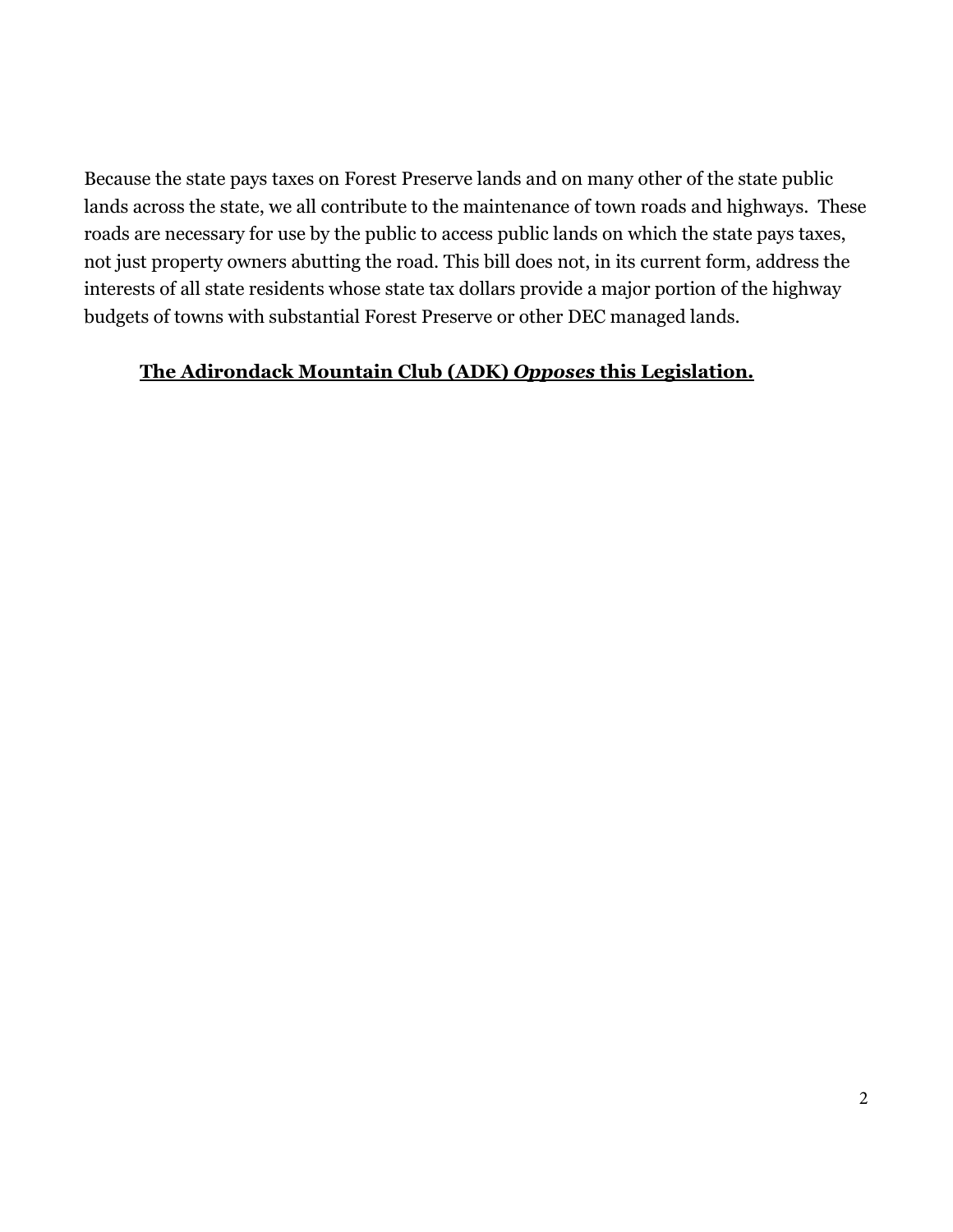Because the state pays taxes on Forest Preserve lands and on many other of the state public lands across the state, we all contribute to the maintenance of town roads and highways. These roads are necessary for use by the public to access public lands on which the state pays taxes, not just property owners abutting the road. This bill does not, in its current form, address the interests of all state residents whose state tax dollars provide a major portion of the highway budgets of towns with substantial Forest Preserve or other DEC managed lands.

<u>**The Adirondack Mountain Club (ADK) *Opposes* this Legislation.**</u>